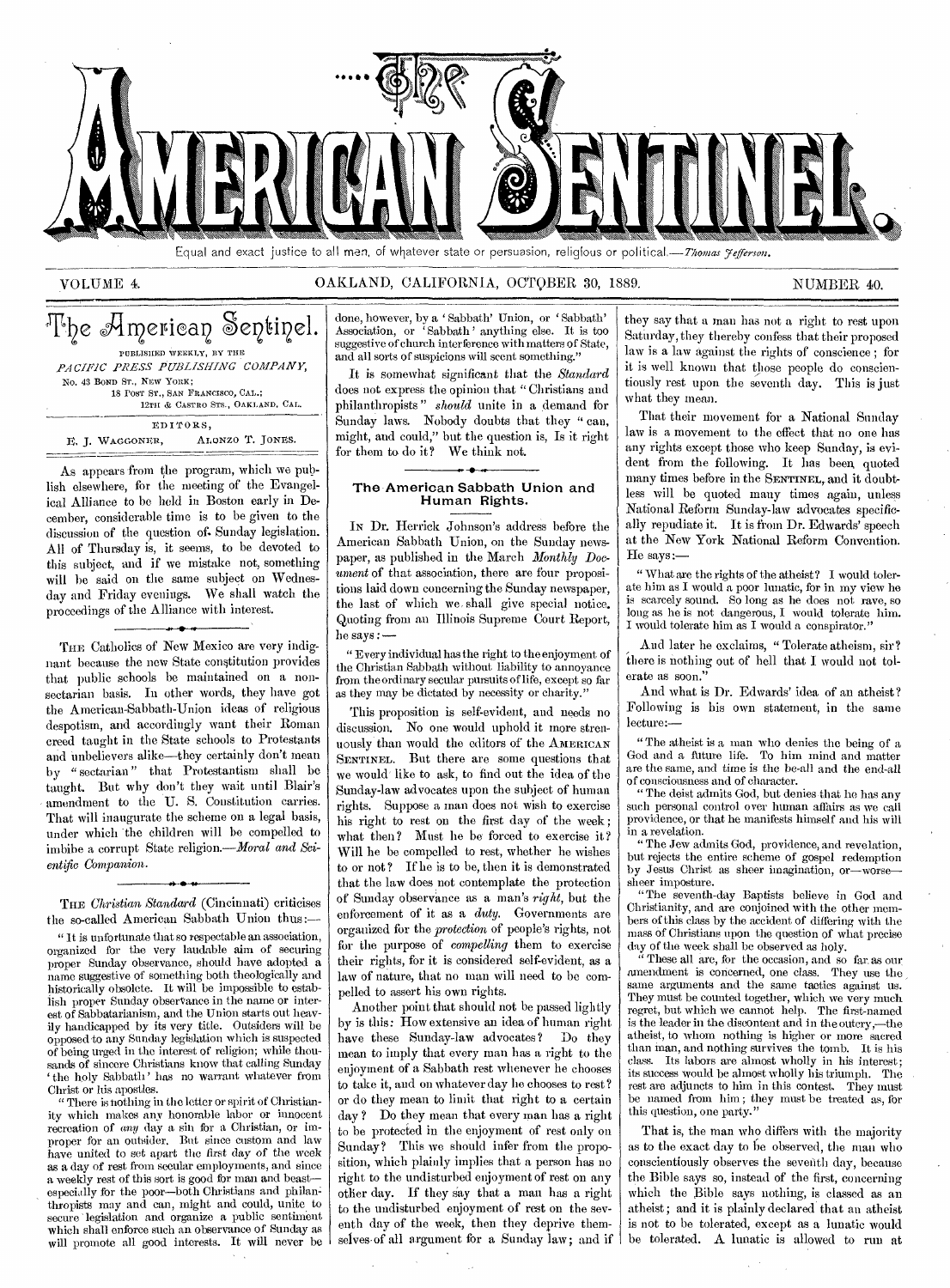# The American Sentinel.

Equal and exact justice to all men, of whatever state or persuasion, religious or political.—*Thomas Jefferson.*

VOLUME 4. OAKLAND, CALIFORNIA, OCTOBER 30, 1889. NUMBER 40.

## The American Sentinel.

PUBLISHED WEEKLY, BY THE

*PACIFIC PRESS PUBLISHING COMPANY,*

No. 43 BOND ST., NEW YORK;
18 POST ST., SAN FRANCISCO, CAL.;
12TH & CASTRO STS., OAKLAND, CAL.

EDITORS,

E. J. WAGGONER, ALONZO T. JONES.

As appears from the program, which we publish elsewhere, for the meeting of the Evangelical Alliance to be held in Boston early in December, considerable time is to be given to the discussion of the question of Sunday legislation. All of Thursday is, it seems, to be devoted to this subject, and if we mistake not, something will be said on the same subject on Wednesday and Friday evenings. We shall watch the proceedings of the Alliance with interest.

THE Catholics of New Mexico are very indignant because the new State constitution provides that public schools be maintained on a non-sectarian basis. In other words, they have got the American-Sabbath-Union ideas of religious despotism, and accordingly want their Roman creed taught in the State schools to Protestants and unbelievers alike—they certainly don't mean by "sectarian" that Protestantism shall be taught. But why don't they wait until Blair's amendment to the U. S. Constitution carries. That will inaugurate the scheme on a legal basis, under which the children will be compelled to imbibe a corrupt State religion.—*Moral and Scientific Companion.*

THE *Christian Standard* (Cincinnati) criticises the so-called American Sabbath Union thus:—

"It is unfortunate that so respectable an association, organized for the very laudable aim of securing proper Sunday observance, should have adopted a name suggestive of something both theologically and historically obsolete. It will be impossible to establish proper Sunday observance in the name or interest of Sabbatarianism, and the Union starts out heavily handicapped by its very title. Outsiders will be opposed to any Sunday legislation which is suspected of being urged in the interest of religion; while thousands of sincere Christians know that calling Sunday 'the holy Sabbath' has no warrant whatever from Christ or his apostles.

"There is nothing in the letter or spirit of Christianity which makes any honorable labor or innocent recreation of *any* day a sin for a Christian, or improper for an outsider. But since custom and law have united to set apart the first day of the week as a day of rest from secular employments, and since a weekly rest of this sort is good for man and beast—especially for the poor—both Christians and philanthropists may and can, might and could, unite to secure legislation and organize a public sentiment which shall enforce such an observance of Sunday as will promote all good interests. It will never be done, however, by a 'Sabbath' Union, or 'Sabbath' Association, or 'Sabbath' anything else. It is too suggestive of church interference with matters of State, and all sorts of suspicions will scent something."

It is somewhat significant that the *Standard* does not express the opinion that "Christians and philanthropists" *should* unite in a demand for Sunday laws. Nobody doubts that they "can, might, and could," but the question is, Is it right for them to do it? We think not.

### The American Sabbath Union and Human Rights.

IN Dr. Herrick Johnson's address before the American Sabbath Union, on the Sunday newspaper, as published in the March *Monthly Document* of that association, there are four propositions laid down concerning the Sunday newspaper, the last of which we shall give special notice. Quoting from an Illinois Supreme Court Report, he says:—

"Every individual has the right to the enjoyment of the Christian Sabbath without liability to annoyance from the ordinary secular pursuits of life, except so far as they may be dictated by necessity or charity."

This proposition is self-evident, and needs no discussion. No one would uphold it more strenuously than would the editors of the AMERICAN SENTINEL. But there are some questions that we would like to ask, to find out the idea of the Sunday-law advocates upon the subject of human rights. Suppose a man does not wish to exercise his right to rest on the first day of the week; what then? Must he be forced to exercise it? Will he be compelled to rest, whether he wishes to or not? If he is to be, then it is demonstrated that the law does not contemplate the protection of Sunday observance as a man's *right*, but the enforcement of it as a *duty*. Governments are organized for the *protection* of people's rights, not for the purpose of *compelling* them to exercise their rights, for it is considered self-evident, as a law of nature, that no man will need to be compelled to assert his own rights.

Another point that should not be passed lightly by is this: How extensive an idea of human right have these Sunday-law advocates? Do they mean to imply that every man has a right to the enjoyment of a Sabbath rest whenever he chooses to take it, and on whatever day he chooses to rest? or do they mean to limit that right to a certain day? Do they mean that every man has a right to be protected in the enjoyment of rest only on Sunday? This we should infer from the proposition, which plainly implies that a person has no right to the undisturbed enjoyment of rest on any other day. If they say that a man has a right to the undisturbed enjoyment of rest on the seventh day of the week, then they deprive themselves of all argument for a Sunday law; and if they say that a man has not a right to rest upon Saturday, they thereby confess that their proposed law is a law against the rights of conscience; for it is well known that those people do conscientiously rest upon the seventh day. This is just what they mean.

That their movement for a National Sunday law is a movement to the effect that no one has any rights except those who keep Sunday, is evident from the following. It has been quoted many times before in the SENTINEL, and it doubtless will be quoted many times again, unless National Reform Sunday-law advocates specifically repudiate it. It is from Dr. Edwards' speech at the New York National Reform Convention. He says:—

"What are the rights of the atheist? I would tolerate him as I would a poor lunatic, for in my view he is scarcely sound. So long as he does not rave, so long as he is not dangerous, I would tolerate him. I would tolerate him as I would a conspirator."

And later he exclaims, "Tolerate atheism, sir? there is nothing out of hell that I would not tolerate as soon."

And what is Dr. Edwards' idea of an atheist? Following is his own statement, in the same lecture:—

"The atheist is a man who denies the being of a God and a future life. To him mind and matter are the same, and time is the be-all and the end-all of consciousness and of character.

"The deist admits God, but denies that he has any such personal control over human affairs as we call providence, or that he manifests himself and his will in a revelation.

"The Jew admits God, providence, and revelation, but rejects the entire scheme of gospel redemption by Jesus Christ as sheer imagination, or—worse—sheer imposture.

"The seventh-day Baptists believe in God and Christianity, and are conjoined with the other members of this class by the accident of differing with the mass of Christians upon the question of what precise day of the week shall be observed as holy.

"These all are, for the occasion, and so far as our amendment is concerned, one class. They use the same arguments and the same tactics against us. They must be counted together, which we very much regret, but which we cannot help. The first-named is the leader in the discontent and in the outcry,—the atheist, to whom nothing is higher or more sacred than man, and nothing survives the tomb. It is his class. Its labors are almost wholly in his interest; its success would be almost wholly his triumph. The rest are adjuncts to him in this contest. They must be named from him; they must be treated as, for this question, one party."

That is, the man who differs with the majority as to the exact day to be observed, the man who conscientiously observes the seventh day, because the Bible says so, instead of the first, concerning which the Bible says nothing, is classed as an atheist; and it is plainly declared that an atheist is not to be tolerated, except as a lunatic would be tolerated. A lunatic is allowed to run at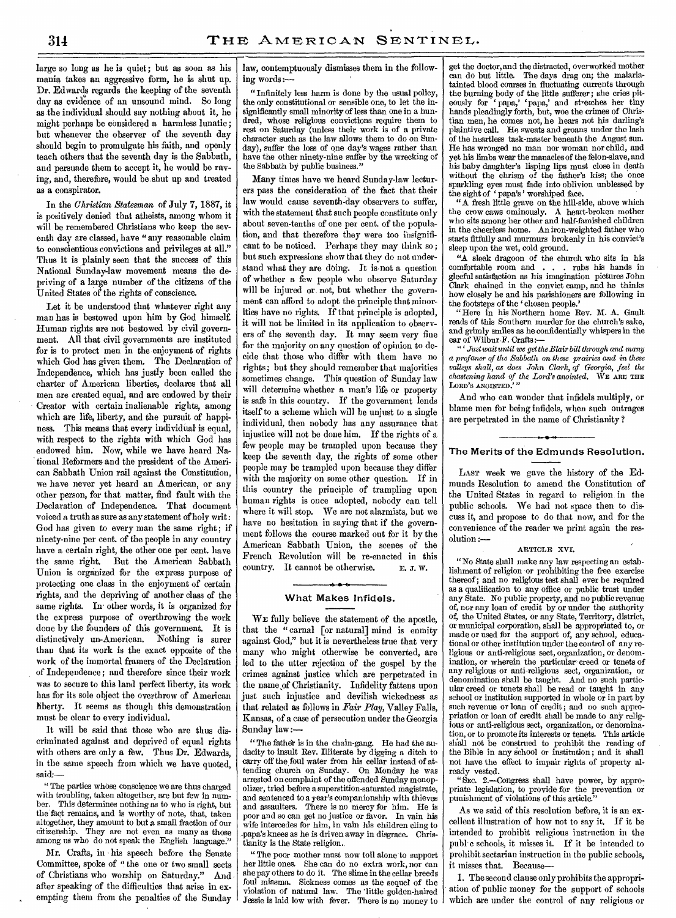large so long as he is quiet; but as soon as his mania takes an aggressive form, he is shut up. Dr. Edwards regards the keeping of the seventh day as evidence of an unsound mind. So long as the individual should say nothing about it, he might perhaps be considered a harmless lunatic; but whenever the observer of the seventh day should begin to promulgate his faith, and openly teach others that the seventh day is the Sabbath, and persuade them to accept it, he would be raving, and, therefore, would be shut up and treated as a conspirator.

In the *Christian Statesman* of July 7, 1887, it is positively denied that atheists, among whom it will be remembered Christians who keep the seventh day are classed, have "any reasonable claim to conscientious convictions and privileges at all." Thus it is plainly seen that the success of this National Sunday-law movement means the depriving of a large number of the citizens of the United States of the rights of conscience.

Let it be understood that whatever right any man has is bestowed upon him by God himself. Human rights are not bestowed by civil government. All that civil governments are instituted for is to protect men in the enjoyment of rights which God has given them. The Declaration of Independence, which has justly been called the charter of American liberties, declares that all men are created equal, and are endowed by their Creator with certain inalienable rights, among which are life, liberty, and the pursuit of happiness. This means that every individual is equal, with respect to the rights with which God has endowed him. Now, while we have heard National Reformers and the president of the American Sabbath Union rail against the Constitution, we have never yet heard an American, or any other person, for that matter, find fault with the Declaration of Independence. That document voiced a truth as sure as any statement of holy writ: God has given to every man the same right; if ninety-nine per cent. of the people in any country have a certain right, the other one per cent. have the same right. But the American Sabbath Union is organized for the express purpose of protecting one class in the enjoyment of certain rights, and the depriving of another class of the same rights. In other words, it is organized for the express purpose of overthrowing the work done by the founders of this government. It is distinctively un-American. Nothing is surer than that its work is the exact opposite of the work of the immortal framers of the Declaration of Independence; and therefore since their work was to secure to this land perfect liberty, its work has for its sole object the overthrow of American liberty. It seems as though this demonstration must be clear to every individual.

It will be said that those who are thus discriminated against and deprived of equal rights with others are only a few. Thus Dr. Edwards, in the same speech from which we have quoted, said:—

"The parties whose conscience we are thus charged with troubling, taken altogether, are but few in number. This determines nothing as to who is right, but the fact remains, and is worthy of note, that, taken altogether, they amount to but a small fraction of our citizenship. They are not even as many as those among us who do not speak the English language."

Mr. Crafts, in his speech before the Senate Committee, spoke of "the one or two small sects of Christians who worship on Saturday." And after speaking of the difficulties that arise in exempting them from the penalties of the Sunday law, contemptuously dismisses them in the following words:—

"Infinitely less harm is done by the usual policy, the only constitutional or sensible one, to let the insignificantly small minority of less than one in a hundred, whose religious convictions require them to rest on Saturday (unless their work is of a private character such as the law allows them to do on Sunday), suffer the loss of one day's wages rather than have the other ninety-nine suffer by the wrecking of the Sabbath by public business."

Many times have we heard Sunday-law lecturers pass the consideration of the fact that their law would cause seventh-day observers to suffer, with the statement that such people constitute only about seven-tenths of one per cent. of the population, and that therefore they were too insignificant to be noticed. Perhaps they may think so; but such expressions show that they do not understand what they are doing. It is not a question of whether a few people who observe Saturday will be injured or not, but whether the government can afford to adopt the principle that minorities have no rights. If that principle is adopted, it will not be limited in its application to observers of the seventh day. It may seem very fine for the majority on any question of opinion to decide that those who differ with them have no rights; but they should remember that majorities sometimes change. This question of Sunday law will determine whether a man's life or property is safe in this country. If the government lends itself to a scheme which will be unjust to a single individual, then nobody has any assurance that injustice will not be done him. If the rights of a few people may be trampled upon because they keep the seventh day, the rights of some other people may be trampled upon because they differ with the majority on some other question. If in this country the principle of trampling upon human rights is once adopted, nobody can tell where it will stop. We are not alarmists, but we have no hesitation in saying that if the government follows the course marked out for it by the American Sabbath Union, the scenes of the French Revolution will be re-enacted in this country. It cannot be otherwise. E. J. W.

## What Makes Infidels.

We fully believe the statement of the apostle, that the "carnal [or natural] mind is enmity against God," but it is nevertheless true that very many who might otherwise be converted, are led to the utter rejection of the gospel by the crimes against justice which are perpetrated in the name of Christianity. Infidelity fattens upon just such injustice and devilish wickedness as that related as follows in *Fair Play*, Valley Falls, Kansas, of a case of persecution under the Georgia Sunday law:—

"The father is in the chain-gang. He had the audacity to insult Rev. Illiterate by digging a ditch to carry off the foul water from his cellar instead of attending church on Sunday. On Monday he was arrested on complaint of the offended Sunday monopolizer, tried before a superstition-saturated magistrate, and sentenced to a year's companionship with thieves and assaulters. There is no mercy for him. He is poor and so can get no justice or favor. In vain his wife intercedes for him, in vain his children cling to papa's knees as he is driven away in disgrace. Christianity is the State religion.

"The poor mother must now toil alone to support her little ones. She can do no extra work, nor can she pay others to do it. The slime in the cellar breeds foul miasma. Sickness comes as the sequel of the violation of natural law. The little golden-haired Jessie is laid low with fever. There is no money to get the doctor, and the distracted, overworked mother can do but little. The days drag on; the malaria-tainted blood courses in fluctuating currents through the burning body of the little sufferer; she cries piteously for 'papa,' 'papa,' and stretches her tiny hands pleadingly forth, but, woe the crimes of Christian men, he comes not, he hears not his darling's plaintive call. He sweats and groans under the lash of the heartless task-master beneath the August sun. He has wronged no man nor woman nor child, and yet his limbs wear the manacles of the felon-slave, and his baby daughter's lisping lips must close in death without the chrism of the father's kiss; the once sparkling eyes must fade into oblivion unblessed by the sight of 'papa's' worshiped face.

"A fresh little grave on the hill-side, above which the crow caws ominously. A heart-broken mother who sits among her other and half-famished children in the cheerless home. An iron-weighted father who starts fitfully and murmurs brokenly in his convict's sleep upon the wet, cold ground.

"A sleek dragoon of the church who sits in his comfortable room and . . . rubs his hands in gleeful satisfaction as his imagination pictures John Clark chained in the convict camp, and he thinks how closely he and his parishioners are following in the footsteps of the 'chosen people.'

"Here in his Northern home Rev. M. A. Gault reads of this Southern murder for the church's sake, and grimly smiles as he confidentially whispers in the ear of Wilbur F. Crafts:—

"'*Just wait until we get the Blair bill through and many a profaner of the Sabbath on these prairies and in these valleys shall, as does John Clark, of Georgia, feel the chastening hand of the Lord's anointed.* We are the Lord's anointed.'"

And who can wonder that infidels multiply, or blame men for being infidels, when such outrages are perpetrated in the name of Christianity?

## The Merits of the Edmunds Resolution.

Last week we gave the history of the Edmunds Resolution to amend the Constitution of the United States in regard to religion in the public schools. We had not space then to discuss it, and propose to do that now, and for the convenience of the reader we print again the resolution:—

ARTICLE XVI.

"No State shall make any law respecting an establishment of religion or prohibiting the free exercise thereof; and no religious test shall ever be required as a qualification to any office or public trust under any State. No public property, and no public revenue of, nor any loan of credit by or under the authority of, the United States, or any State, Territory, district, or municipal corporation, shall be appropriated to, or made or used for the support of, any school, educational or other institution under the control of any religious or anti-religious sect, organization, or denomination, or wherein the particular creed or tenets of any religious or anti-religious sect, organization, or denomination shall be taught. And no such particular creed or tenets shall be read or taught in any school or institution supported in whole or in part by such revenue or loan of credit; and no such appropriation or loan of credit shall be made to any religious or anti-religious sect, organization, or denomination, or to promote its interests or tenets. This article shall not be construed to prohibit the reading of the Bible in any school or institution; and it shall not have the effect to impair rights of property already vested.

"Sec. 2.—Congress shall have power, by appropriate legislation, to provide for the prevention or punishment of violations of this article."

As we said of this resolution before, it is an excellent illustration of how not to say it. If it be intended to prohibit religious instruction in the public schools, it misses it. If it be intended to prohibit sectarian instruction in the public schools, it misses that. Because—

1. The second clause only prohibits the appropriation of public money for the support of schools which are under the control of any religious or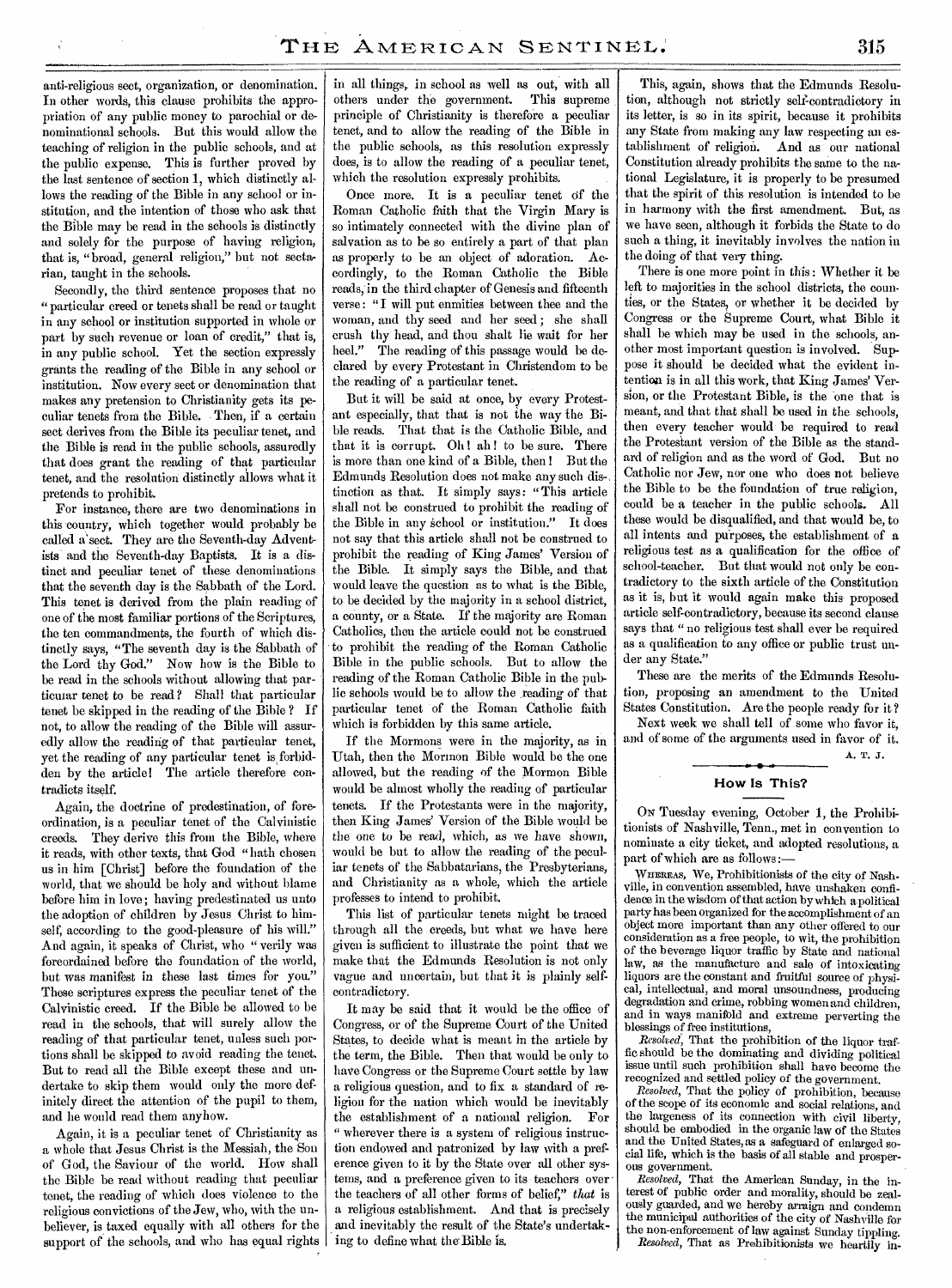anti-religious sect, organization, or denomination. In other words, this clause prohibits the appropriation of any public money to parochial or denominational schools. But this would allow the teaching of religion in the public schools, and at the public expense. This is further proved by the last sentence of section 1, which distinctly allows the reading of the Bible in any school or institution, and the intention of those who ask that the Bible may be read in the schools is distinctly and solely for the purpose of having religion, that is, "broad, general religion," but not sectarian, taught in the schools.

Secondly, the third sentence proposes that no "particular creed or tenets shall be read or taught in any school or institution supported in whole or part by such revenue or loan of credit," that is, in any public school. Yet the section expressly grants the reading of the Bible in any school or institution. Now every sect or denomination that makes any pretension to Christianity gets its peculiar tenets from the Bible. Then, if a certain sect derives from the Bible its peculiar tenet, and the Bible is read in the public schools, assuredly that does grant the reading of that particular tenet, and the resolution distinctly allows what it pretends to prohibit.

For instance, there are two denominations in this country, which together would probably be called a sect. They are the Seventh-day Adventists and the Seventh-day Baptists. It is a distinct and peculiar tenet of these denominations that the seventh day is the Sabbath of the Lord. This tenet is derived from the plain reading of one of the most familiar portions of the Scriptures, the ten commandments, the fourth of which distinctly says, "The seventh day is the Sabbath of the Lord thy God." Now how is the Bible to be read in the schools without allowing that particular tenet to be read? Shall that particular tenet be skipped in the reading of the Bible? If not, to allow the reading of the Bible will assuredly allow the reading of that particular tenet, yet the reading of any particular tenet is forbidden by the article! The article therefore contradicts itself.

Again, the doctrine of predestination, of foreordination, is a peculiar tenet of the Calvinistic creeds. They derive this from the Bible, where it reads, with other texts, that God "hath chosen us in him [Christ] before the foundation of the world, that we should be holy and without blame before him in love; having predestinated us unto the adoption of children by Jesus Christ to himself, according to the good-pleasure of his will." And again, it speaks of Christ, who "verily was foreordained before the foundation of the world, but was manifest in these last times for you." These scriptures express the peculiar tenet of the Calvinistic creed. If the Bible be allowed to be read in the schools, that will surely allow the reading of that particular tenet, unless such portions shall be skipped to avoid reading the tenet. But to read all the Bible except these and undertake to skip them would only the more definitely direct the attention of the pupil to them, and he would read them anyhow.

Again, it is a peculiar tenet of Christianity as a whole that Jesus Christ is the Messiah, the Son of God, the Saviour of the world. How shall the Bible be read without reading that peculiar tenet, the reading of which does violence to the religious convictions of the Jew, who, with the unbeliever, is taxed equally with all others for the support of the schools, and who has equal rights in all things, in school as well as out, with all others under the government. This supreme principle of Christianity is therefore a peculiar tenet, and to allow the reading of the Bible in the public schools, as this resolution expressly does, is to allow the reading of a peculiar tenet, which the resolution expressly prohibits.

Once more. It is a peculiar tenet of the Roman Catholic faith that the Virgin Mary is so intimately connected with the divine plan of salvation as to be so entirely a part of that plan as properly to be an object of adoration. Accordingly, to the Roman Catholic the Bible reads, in the third chapter of Genesis and fifteenth verse: "I will put enmities between thee and the woman, and thy seed and her seed; she shall crush thy head, and thou shalt lie wait for her heel." The reading of this passage would be declared by every Protestant in Christendom to be the reading of a particular tenet.

But it will be said at once, by every Protestant especially, that that is not the way the Bible reads. That that is the Catholic Bible, and that it is corrupt. Oh! ah! to be sure. There is more than one kind of a Bible, then! But the Edmunds Resolution does not make any such distinction as that. It simply says: "This article shall not be construed to prohibit the reading of the Bible in any school or institution." It does not say that this article shall not be construed to prohibit the reading of King James' Version of the Bible. It simply says the Bible, and that would leave the question as to what is the Bible, to be decided by the majority in a school district, a county, or a State. If the majority are Roman Catholics, then the article could not be construed to prohibit the reading of the Roman Catholic Bible in the public schools. But to allow the reading of the Roman Catholic Bible in the public schools would be to allow the reading of that particular tenet of the Roman Catholic faith which is forbidden by this same article.

If the Mormons were in the majority, as in Utah, then the Mormon Bible would be the one allowed, but the reading of the Mormon Bible would be almost wholly the reading of particular tenets. If the Protestants were in the majority, then King James' Version of the Bible would be the one to be read, which, as we have shown, would be but to allow the reading of the peculiar tenets of the Sabbatarians, the Presbyterians, and Christianity as a whole, which the article professes to intend to prohibit.

This list of particular tenets might be traced through all the creeds, but what we have here given is sufficient to illustrate the point that we make that the Edmunds Resolution is not only vague and uncertain, but that it is plainly self-contradictory.

It may be said that it would be the office of Congress, or of the Supreme Court of the United States, to decide what is meant in the article by the term, the Bible. Then that would be only to have Congress or the Supreme Court settle by law a religious question, and to fix a standard of religion for the nation which would be inevitably the establishment of a national religion. For "wherever there is a system of religious instruction endowed and patronized by law with a preference given to it by the State over all other systems, and a preference given to its teachers over the teachers of all other forms of belief," *that* is a religious establishment. And that is precisely and inevitably the result of the State's undertaking to define what the Bible is.

This, again, shows that the Edmunds Resolution, although not strictly self-contradictory in its letter, is so in its spirit, because it prohibits any State from making any law respecting an establishment of religion. And as our national Constitution already prohibits the same to the national Legislature, it is properly to be presumed that the spirit of this resolution is intended to be in harmony with the first amendment. But, as we have seen, although it forbids the State to do such a thing, it inevitably involves the nation in the doing of that very thing.

There is one more point in this: Whether it be left to majorities in the school districts, the counties, or the States, or whether it be decided by Congress or the Supreme Court, what Bible it shall be which may be used in the schools, another most important question is involved. Suppose it should be decided what the evident intention is in all this work, that King James' Version, or the Protestant Bible, is the one that is meant, and that that shall be used in the schools, then every teacher would be required to read the Protestant version of the Bible as the standard of religion and as the word of God. But no Catholic nor Jew, nor one who does not believe the Bible to be the foundation of true religion, could be a teacher in the public schools. All these would be disqualified, and that would be, to all intents and purposes, the establishment of a religious test as a qualification for the office of school-teacher. But that would not only be contradictory to the sixth article of the Constitution as it is, but it would again make this proposed article self-contradictory, because its second clause says that "no religious test shall ever be required as a qualification to any office or public trust under any State."

These are the merits of the Edmunds Resolution, proposing an amendment to the United States Constitution. Are the people ready for it?

Next week we shall tell of some who favor it, and of some of the arguments used in favor of it.

A. T. J.

## How Is This?

On Tuesday evening, October 1, the Prohibitionists of Nashville, Tenn., met in convention to nominate a city ticket, and adopted resolutions, a part of which are as follows:—

Whereas, We, Prohibitionists of the city of Nashville, in convention assembled, have unshaken confidence in the wisdom of that action by which a political party has been organized for the accomplishment of an object more important than any other offered to our consideration as a free people, to wit, the prohibition of the beverage liquor traffic by State and national law, as the manufacture and sale of intoxicating liquors are the constant and fruitful source of physical, intellectual, and moral unsoundness, producing degradation and crime, robbing women and children, and in ways manifold and extreme perverting the blessings of free institutions,

*Resolved*, That the prohibition of the liquor traffic should be the dominating and dividing political issue until such prohibition shall have become the recognized and settled policy of the government.

*Resolved*, That the policy of prohibition, because of the scope of its economic and social relations, and the largeness of its connection with civil liberty, should be embodied in the organic law of the States and the United States, as a safeguard of enlarged social life, which is the basis of all stable and prosperous government.

*Resolved*, That the American Sunday, in the interest of public order and morality, should be zealously guarded, and we hereby arraign and condemn the municipal authorities of the city of Nashville for the non-enforcement of law against Sunday tippling.

*Resolved*, That as Prohibitionists we heartily in-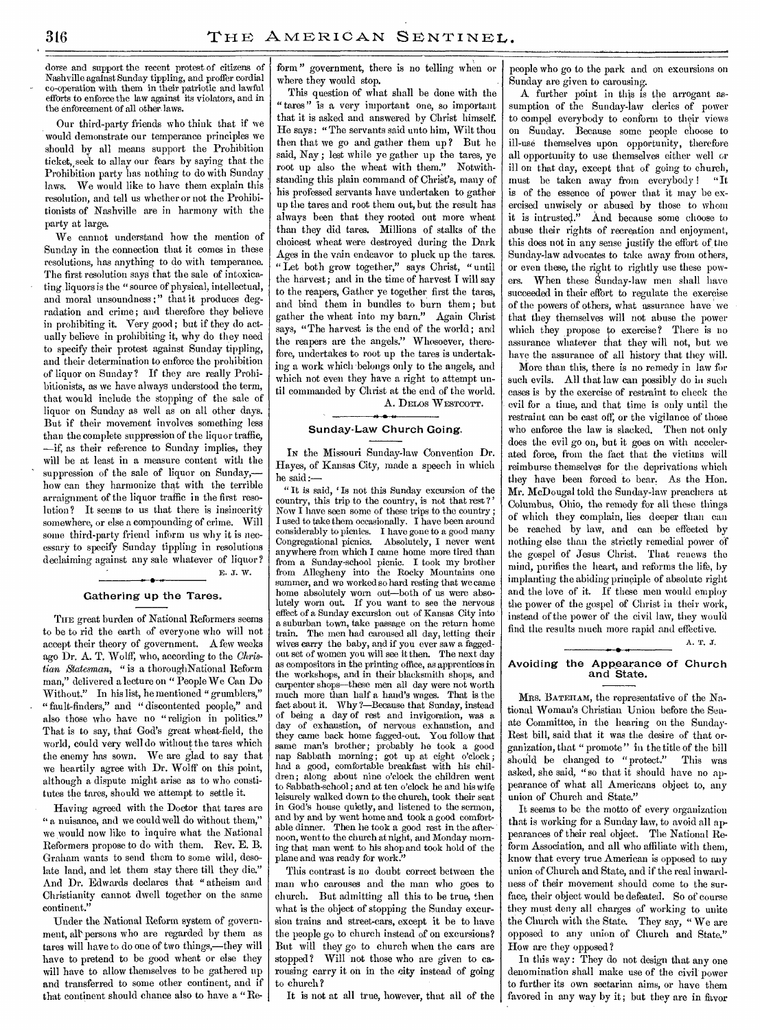dorse and support the recent protest of citizens of Nashville against Sunday tippling, and proffer cordial co-operation with them in their patriotic and lawful efforts to enforce the law against its violators, and in the enforcement of all other laws.

Our third-party friends who think that if we would demonstrate our temperance principles we should by all means support the Prohibition ticket, seek to allay our fears by saying that the Prohibition party has nothing to do with Sunday laws. We would like to have them explain this resolution, and tell us whether or not the Prohibitionists of Nashville are in harmony with the party at large.

We cannot understand how the mention of Sunday in the connection that it comes in these resolutions, has anything to do with temperance. The first resolution says that the sale of intoxicating liquors is the "source of physical, intellectual, and moral unsoundness;" that it produces degradation and crime; and therefore they believe in prohibiting it. Very good; but if they do actually believe in prohibiting it, why do they need to specify their protest against Sunday tippling, and their determination to enforce the prohibition of liquor on Sunday? If they are really Prohibitionists, as we have always understood the term, that would include the stopping of the sale of liquor on Sunday as well as on all other days. But if their movement involves something less than the complete suppression of the liquor traffic, —if, as their reference to Sunday implies, they will be at least in a measure content with the suppression of the sale of liquor on Sunday,— how can they harmonize that with the terrible arraignment of the liquor traffic in the first resolution? It seems to us that there is insincerity somewhere, or else a compounding of crime. Will some third-party friend inform us why it is necessary to specify Sunday tippling in resolutions declaiming against any sale whatever of liquor?

E. J. W.

## Gathering up the Tares.

THE great burden of National Reformers seems to be to rid the earth of everyone who will not accept their theory of government. A few weeks ago Dr. A. T. Wolff, who, according to the *Christian Statesman*, "is a thorough National Reform man," delivered a lecture on "People We Can Do Without." In his list, he mentioned "grumblers," "fault-finders," and "discontented people," and also those who have no "religion in politics." That is to say, that God's great wheat-field, the world, could very well do without the tares which the enemy has sown. We are glad to say that we heartily agree with Dr. Wolff on this point, although a dispute might arise as to who constitutes the tares, should we attempt to settle it.

Having agreed with the Doctor that tares are "a nuisance, and we could well do without them," we would now like to inquire what the National Reformers propose to do with them. Rev. E. B. Graham wants to send them to some wild, desolate land, and let them stay there till they die." And Dr. Edwards declares that "atheism and Christianity cannot dwell together on the same continent."

Under the National Reform system of government, all persons who are regarded by them as tares will have to do one of two things,—they will have to pretend to be good wheat or else they will have to allow themselves to be gathered up and transferred to some other continent, and if that continent should chance also to have a "Reform" government, there is no telling when or where they would stop.

This question of what shall be done with the "tares" is a very important one, so important that it is asked and answered by Christ himself. He says: "The servants said unto him, Wilt thou then that we go and gather them up? But he said, Nay; lest while ye gather up the tares, ye root up also the wheat with them." Notwithstanding this plain command of Christ's, many of his professed servants have undertaken to gather up the tares and root them out, but the result has always been that they rooted out more wheat than they did tares. Millions of stalks of the choicest wheat were destroyed during the Dark Ages in the vain endeavor to pluck up the tares. "Let both grow together," says Christ, "until the harvest; and in the time of harvest I will say to the reapers, Gather ye together first the tares, and bind them in bundles to burn them; but gather the wheat into my barn." Again Christ says, "The harvest is the end of the world; and the reapers are the angels." Whosoever, therefore, undertakes to root up the tares is undertaking a work which belongs only to the angels, and which not even they have a right to attempt until commanded by Christ at the end of the world.

A. DELOS WESTCOTT.

## Sunday-Law Church Going.

IN the Missouri Sunday-law Convention Dr. Hayes, of Kansas City, made a speech in which he said:—

"It is said, 'Is not this Sunday excursion of the country, this trip to the country, is not that rest?' Now I have seen some of these trips to the country; I used to take them occasionally. I have been around considerably to picnics. I have gone to a good many Congregational picnics. Absolutely, I never went anywhere from which I came home more tired than from a Sunday-school picnic. I took my brother from Allegheny into the Rocky Mountains one summer, and we worked so hard resting that we came home absolutely worn out—both of us were absolutely worn out. If you want to see the nervous effect of a Sunday excursion out of Kansas City into a suburban town, take passage on the return home train. The men had caroused all day, letting their wives carry the baby, and if you ever saw a fagged-out set of women you will see it then. The next day as compositors in the printing office, as apprentices in the workshops, and in their blacksmith shops, and carpenter shops—these men all day were not worth much more than half a hand's wages. That is the fact about it. Why?—Because that Sunday, instead of being a day of rest and invigoration, was a day of exhaustion, of nervous exhaustion, and they came back home fagged-out. You follow that same man's brother; probably he took a good nap Sabbath morning; got up at eight o'clock; had a good, comfortable breakfast with his children; along about nine o'clock the children went to Sabbath-school; and at ten o'clock he and his wife leisurely walked down to the church, took their seat in God's house quietly, and listened to the sermon, and by and by went home and took a good comfortable dinner. Then he took a good rest in the afternoon, went to the church at night, and Monday morning that man went to his shop and took hold of the plane and was ready for work."

This contrast is no doubt correct between the man who carouses and the man who goes to church. But admitting all this to be true, then what is the object of stopping the Sunday excursion trains and street-cars, except it be to have the people go to church instead of on excursions? But will they go to church when the cars are stopped? Will not those who are given to carousing carry it on in the city instead of going to church?

It is not at all true, however, that all of the people who go to the park and on excursions on Sunday are given to carousing.

A further point in this is the arrogant assumption of the Sunday-law clerics of power to compel everybody to conform to their views on Sunday. Because some people choose to ill-use themselves upon opportunity, therefore all opportunity to use themselves either well or ill on that day, except that of going to church, must be taken away from everybody! "It is of the essence of power that it may be exercised unwisely or abused by those to whom it is intrusted." And because some choose to abuse their rights of recreation and enjoyment, this does not in any sense justify the effort of the Sunday-law advocates to take away from others, or even these, the right to rightly use these powers. When these Sunday-law men shall have succeeded in their effort to regulate the exercise of the powers of others, what assurance have we that they themselves will not abuse the power which they propose to exercise? There is no assurance whatever that they will not, but we have the assurance of all history that they will.

More than this, there is no remedy in law for such evils. All that law can possibly do in such cases is by the exercise of restraint to check the evil for a time, and that time is only until the restraint can be cast off, or the vigilance of those who enforce the law is slacked. Then not only does the evil go on, but it goes on with accelerated force, from the fact that the victims will reimburse themselves for the deprivations which they have been forced to bear. As the Hon. Mr. McDougal told the Sunday-law preachers at Columbus, Ohio, the remedy for all these things of which they complain, lies deeper than can be reached by law, and can be effected by nothing else than the strictly remedial power of the gospel of Jesus Christ. That renews the mind, purifies the heart, and reforms the life, by implanting the abiding principle of absolute right and the love of it. If these men would employ the power of the gospel of Christ in their work, instead of the power of the civil law, they would find the results much more rapid and effective.

A. T. J.

## Avoiding the Appearance of Church and State.

MRS. BATEHAM, the representative of the National Woman's Christian Union before the Senate Committee, in the hearing on the Sunday-Rest bill, said that it was the desire of that organization, that "promote" in the title of the bill should be changed to "protect." This was asked, she said, "so that it should have no appearance of what all Americans object to, any union of Church and State."

It seems to be the motto of every organization that is working for a Sunday law, to avoid all appearances of their real object. The National Reform Association, and all who affiliate with them, know that every true American is opposed to any union of Church and State, and if the real inwardness of their movement should come to the surface, their object would be defeated. So of course they must deny all charges of working to unite the Church with the State. They say, "We are opposed to any union of Church and State." How are they opposed?

In this way: They do not design that any one denomination shall make use of the civil power to further its own sectarian aims, or have them favored in any way by it; but they are in favor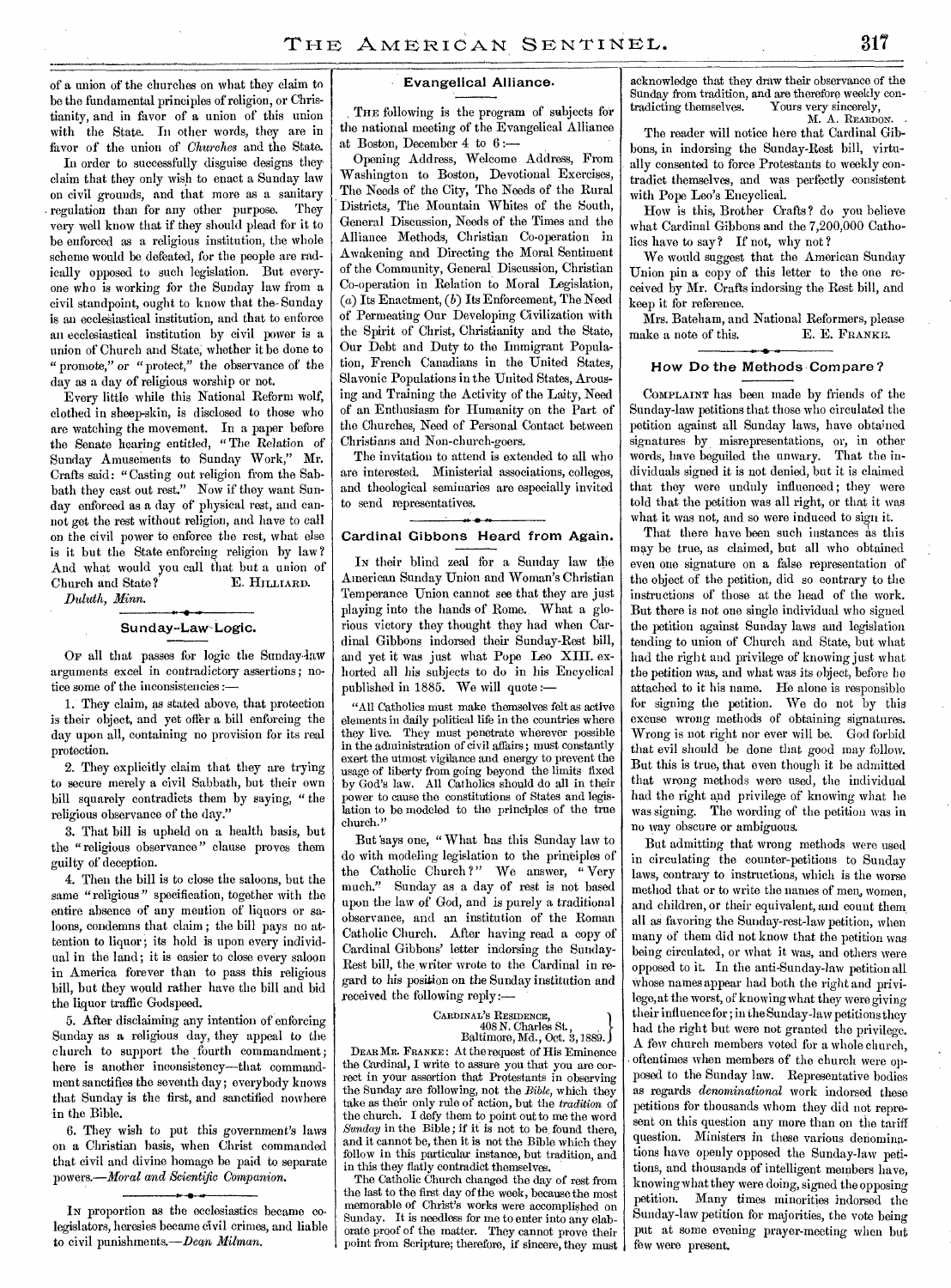of a union of the churches on what they claim to be the fundamental principles of religion, or Christianity, and in favor of a union of this union with the State. In other words, they are in favor of the union of *Churches* and the State.

In order to successfully disguise designs they claim that they only wish to enact a Sunday law on civil grounds, and that more as a sanitary regulation than for any other purpose. They very well know that if they should plead for it to be enforced as a religious institution, the whole scheme would be defeated, for the people are radically opposed to such legislation. But everyone who is working for the Sunday law from a civil standpoint, ought to know that the Sunday is an ecclesiastical institution, and that to enforce an ecclesiastical institution by civil power is a union of Church and State, whether it be done to "promote," or "protect," the observance of the day as a day of religious worship or not.

Every little while this National Reform wolf, clothed in sheep-skin, is disclosed to those who are watching the movement. In a paper before the Senate hearing entitled, "The Relation of Sunday Amusements to Sunday Work," Mr. Crafts said: "Casting out religion from the Sabbath they cast out rest." Now if they want Sunday enforced as a day of physical rest, and cannot get the rest without religion, and have to call on the civil power to enforce the rest, what else is it but the State enforcing religion by law? And what would you call that but a union of Church and State?

E. HILLIARD.

*Duluth, Minn.*

## Sunday-Law Logic.

OF all that passes for logic the Sunday-law arguments excel in contradictory assertions; notice some of the inconsistencies:—

1. They claim, as stated above, that protection is their object, and yet offer a bill enforcing the day upon all, containing no provision for its real protection.

2. They explicitly claim that they are trying to secure merely a civil Sabbath, but their own bill squarely contradicts them by saying, "the religious observance of the day."

3. That bill is upheld on a health basis, but the "religious observance" clause proves them guilty of deception.

4. Then the bill is to close the saloons, but the same "religious" specification, together with the entire absence of any mention of liquors or saloons, condemns that claim; the bill pays no attention to liquor; its hold is upon every individual in the land; it is easier to close every saloon in America forever than to pass this religious bill, but they would rather have the bill and bid the liquor traffic Godspeed.

5. After disclaiming any intention of enforcing Sunday as a religious day, they appeal to the church to support the fourth commandment; here is another inconsistency—that commandment sanctifies the seventh day; everybody knows that Sunday is the first, and sanctified nowhere in the Bible.

6. They wish to put this government's laws on a Christian basis, when Christ commanded that civil and divine homage be paid to separate powers.—*Moral and Scientific Companion.*

IN proportion as the ecclesiastics became colegislators, heresies became civil crimes, and liable to civil punishments.—*Dean Milman.*

## Evangelical Alliance.

THE following is the program of subjects for the national meeting of the Evangelical Alliance at Boston, December 4 to 6:—

Opening Address, Welcome Address, From Washington to Boston, Devotional Exercises, The Needs of the City, The Needs of the Rural Districts, The Mountain Whites of the South, General Discussion, Needs of the Times and the Alliance Methods, Christian Co-operation in Awakening and Directing the Moral Sentiment of the Community, General Discussion, Christian Co-operation in Relation to Moral Legislation, (*a*) Its Enactment, (*b*) Its Enforcement, The Need of Permeating Our Developing Civilization with the Spirit of Christ, Christianity and the State, Our Debt and Duty to the Immigrant Population, French Canadians in the United States, Slavonic Populations in the United States, Arousing and Training the Activity of the Laity, Need of an Enthusiasm for Humanity on the Part of the Churches, Need of Personal Contact between Christians and Non-church-goers.

The invitation to attend is extended to all who are interested. Ministerial associations, colleges, and theological seminaries are especially invited to send representatives.

## Cardinal Gibbons Heard from Again.

IN their blind zeal for a Sunday law the American Sunday Union and Woman's Christian Temperance Union cannot see that they are just playing into the hands of Rome. What a glorious victory they thought they had when Cardinal Gibbons indorsed their Sunday-Rest bill, and yet it was just what Pope Leo XIII. exhorted all his subjects to do in his Encyclical published in 1885. We will quote:—

"All Catholics must make themselves felt as active elements in daily political life in the countries where they live. They must penetrate wherever possible in the administration of civil affairs; must constantly exert the utmost vigilance and energy to prevent the usage of liberty from going beyond the limits fixed by God's law. All Catholics should do all in their power to cause the constitutions of States and legislation to be modeled to the principles of the true church."

But says one, "What has this Sunday law to do with modeling legislation to the principles of the Catholic Church?" We answer, "Very much." Sunday as a day of rest is not based upon the law of God, and is purely a traditional observance, and an institution of the Roman Catholic Church. After having read a copy of Cardinal Gibbons' letter indorsing the Sunday-Rest bill, the writer wrote to the Cardinal in regard to his position on the Sunday institution and received the following reply:—

CARDINAL'S RESIDENCE,
408 N. Charles St.,
Baltimore, Md., Oct. 3, 1889.

DEAR MR. FRANKE: At the request of His Eminence the Cardinal, I write to assure you that you are correct in your assertion that Protestants in observing the Sunday are following, not the *Bible*, which they take as their only rule of action, but the *tradition* of the church. I defy them to point out to me the word *Sunday* in the Bible; if it is not to be found there, and it cannot be, then it is not the Bible which they follow in this particular instance, but tradition, and in this they flatly contradict themselves.

The Catholic Church changed the day of rest from the last to the first day of the week, because the most memorable of Christ's works were accomplished on Sunday. It is needless for me to enter into any elaborate proof of the matter. They cannot prove their point from Scripture; therefore, if sincere, they must acknowledge that they draw their observance of the Sunday from tradition, and are therefore weekly contradicting themselves. Yours very sincerely,

M. A. REARDON.

The reader will notice here that Cardinal Gibbons, in indorsing the Sunday-Rest bill, virtually consented to force Protestants to weekly contradict themselves, and was perfectly consistent with Pope Leo's Encyclical.

How is this, Brother Crafts? do you believe what Cardinal Gibbons and the 7,200,000 Catholics have to say? If not, why not?

We would suggest that the American Sunday Union pin a copy of this letter to the one received by Mr. Crafts indorsing the Rest bill, and keep it for reference.

Mrs. Bateham, and National Reformers, please make a note of this.

E. E. FRANKE.

## How Do the Methods Compare?

COMPLAINT has been made by friends of the Sunday-law petitions that those who circulated the petition against all Sunday laws, have obtained signatures by misrepresentations, or, in other words, have beguiled the unwary. That the individuals signed it is not denied, but it is claimed that they were unduly influenced; they were told that the petition was all right, or that it was what it was not, and so were induced to sign it.

That there have been such instances as this may be true, as claimed, but all who obtained even one signature on a false representation of the object of the petition, did so contrary to the instructions of those at the head of the work. But there is not one single individual who signed the petition against Sunday laws and legislation tending to union of Church and State, but what had the right and privilege of knowing just what the petition was, and what was its object, before he attached to it his name. He alone is responsible for signing the petition. We do not by this excuse wrong methods of obtaining signatures. Wrong is not right nor ever will be. God forbid that evil should be done that good may follow. But this is true, that even though it be admitted that wrong methods were used, the individual had the right and privilege of knowing what he was signing. The wording of the petition was in no way obscure or ambiguous.

But admitting that wrong methods were used in circulating the counter-petitions to Sunday laws, contrary to instructions, which is the worse method that or to write the names of men, women, and children, or their equivalent, and count them all as favoring the Sunday-rest-law petition, when many of them did not know that the petition was being circulated, or what it was, and others were opposed to it. In the anti-Sunday-law petition all whose names appear had both the right and privilege, at the worst, of knowing what they were giving their influence for; in the Sunday-law petitions they had the right but were not granted the privilege. A few church members voted for a whole church, oftentimes when members of the church were opposed to the Sunday law. Representative bodies as regards *denominational* work indorsed these petitions for thousands whom they did not represent on this question any more than on the tariff question. Ministers in these various denominations have openly opposed the Sunday-law petitions, and thousands of intelligent members have, knowing what they were doing, signed the opposing petition. Many times minorities indorsed the Sunday-law petition for majorities, the vote being put at some evening prayer-meeting when but few were present.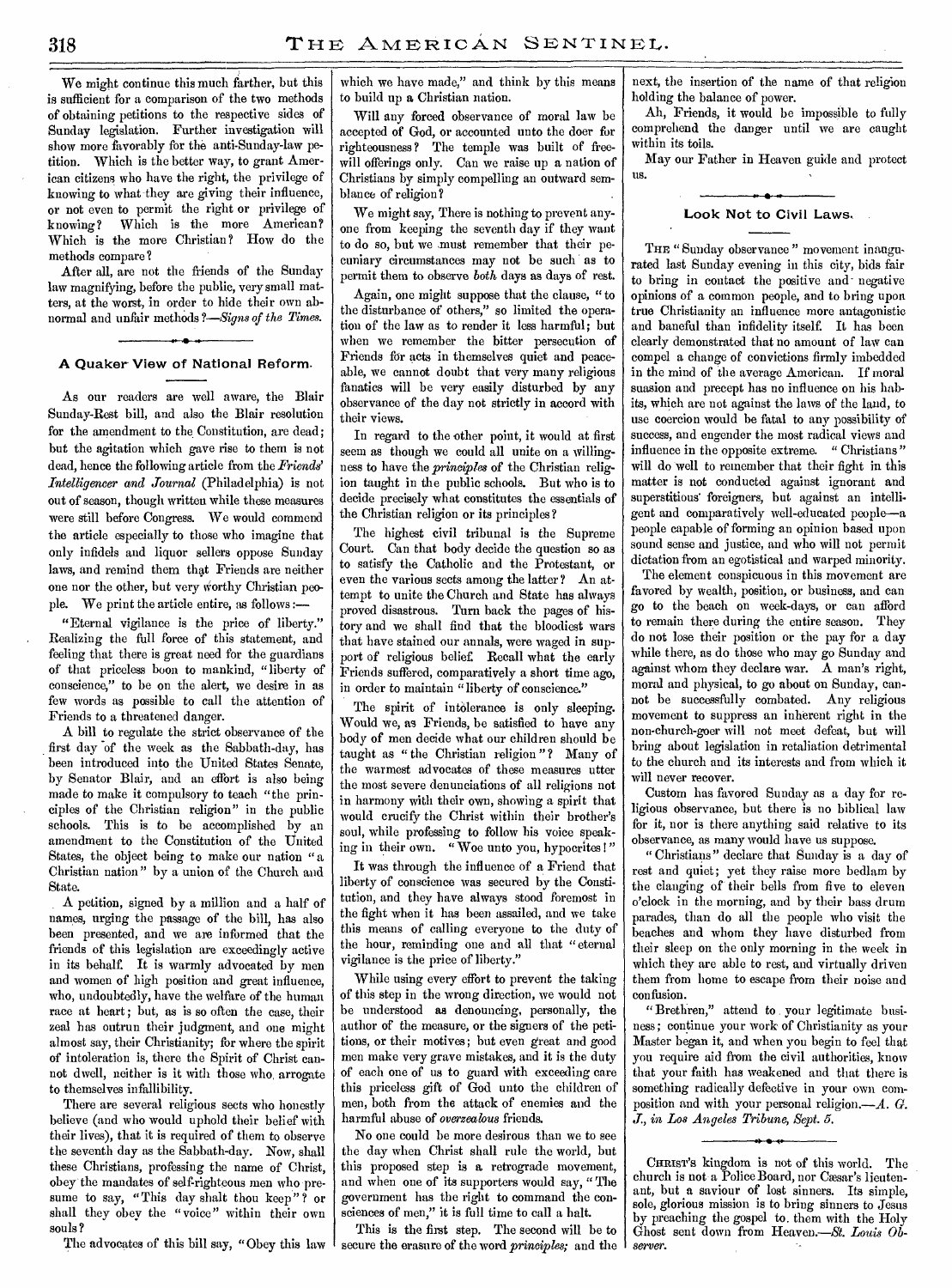We might continue this much farther, but this is sufficient for a comparison of the two methods of obtaining petitions to the respective sides of Sunday legislation. Further investigation will show more favorably for the anti-Sunday-law petition. Which is the better way, to grant American citizens who have the right, the privilege of knowing to what they are giving their influence, or not even to permit the right or privilege of knowing? Which is the more American? Which is the more Christian? How do the methods compare?

After all, are not the friends of the Sunday law magnifying, before the public, very small matters, at the worst, in order to hide their own abnormal and unfair methods?—*Signs of the Times.*

### A Quaker View of National Reform.

As our readers are well aware, the Blair Sunday-Rest bill, and also the Blair resolution for the amendment to the Constitution, are dead; but the agitation which gave rise to them is not dead, hence the following article from the *Friends' Intelligencer and Journal* (Philadelphia) is not out of season, though written while these measures were still before Congress. We would commend the article especially to those who imagine that only infidels and liquor sellers oppose Sunday laws, and remind them that Friends are neither one nor the other, but very worthy Christian people. We print the article entire, as follows:—

"Eternal vigilance is the price of liberty." Realizing the full force of this statement, and feeling that there is great need for the guardians of that priceless boon to mankind, "liberty of conscience," to be on the alert, we desire in as few words as possible to call the attention of Friends to a threatened danger.

A bill to regulate the strict observance of the first day of the week as the Sabbath-day, has been introduced into the United States Senate, by Senator Blair, and an effort is also being made to make it compulsory to teach "the principles of the Christian religion" in the public schools. This is to be accomplished by an amendment to the Constitution of the United States, the object being to make our nation "a Christian nation" by a union of the Church and State.

A petition, signed by a million and a half of names, urging the passage of the bill, has also been presented, and we are informed that the friends of this legislation are exceedingly active in its behalf. It is warmly advocated by men and women of high position and great influence, who, undoubtedly, have the welfare of the human race at heart; but, as is so often the case, their zeal has outrun their judgment, and one might almost say, their Christianity; for where the spirit of intoleration is, there the Spirit of Christ cannot dwell, neither is it with those who arrogate to themselves infallibility.

There are several religious sects who honestly believe (and who would uphold their belief with their lives), that it is required of them to observe the seventh day as the Sabbath-day. Now, shall these Christians, professing the name of Christ, obey the mandates of self-righteous men who presume to say, "This day shalt thou keep"? or shall they obey the "voice" within their own souls?

The advocates of this bill say, "Obey this law which we have made," and think by this means to build up a Christian nation.

Will any forced observance of moral law be accepted of God, or accounted unto the doer for righteousness? The temple was built of freewill offerings only. Can we raise up a nation of Christians by simply compelling an outward semblance of religion?

We might say, There is nothing to prevent anyone from keeping the seventh day if they want to do so, but we must remember that their pecuniary circumstances may not be such as to permit them to observe *both* days as days of rest.

Again, one might suppose that the clause, "to the disturbance of others," so limited the operation of the law as to render it less harmful; but when we remember the bitter persecution of Friends for acts in themselves quiet and peaceable, we cannot doubt that very many religious fanatics will be very easily disturbed by any observance of the day not strictly in accord with their views.

In regard to the other point, it would at first seem as though we could all unite on a willingness to have the *principles* of the Christian religion taught in the public schools. But who is to decide precisely what constitutes the essentials of the Christian religion or its principles?

The highest civil tribunal is the Supreme Court. Can that body decide the question so as to satisfy the Catholic and the Protestant, or even the various sects among the latter? An attempt to unite the Church and State has always proved disastrous. Turn back the pages of history and we shall find that the bloodiest wars that have stained our annals, were waged in support of religious belief. Recall what the early Friends suffered, comparatively a short time ago, in order to maintain "liberty of conscience."

The spirit of intolerance is only sleeping. Would we, as Friends, be satisfied to have any body of men decide what our children should be taught as "the Christian religion"? Many of the warmest advocates of these measures utter the most severe denunciations of all religions not in harmony with their own, showing a spirit that would crucify the Christ within their brother's soul, while professing to follow his voice speaking in their own. "Woe unto you, hypocrites!"

It was through the influence of a Friend that liberty of conscience was secured by the Constitution, and they have always stood foremost in the fight when it has been assailed, and we take this means of calling everyone to the duty of the hour, reminding one and all that "eternal vigilance is the price of liberty."

While using every effort to prevent the taking of this step in the wrong direction, we would not be understood as denouncing, personally, the author of the measure, or the signers of the petitions, or their motives; but even great and good men make very grave mistakes, and it is the duty of each one of us to guard with exceeding care this priceless gift of God unto the children of men, both from the attack of enemies and the harmful abuse of *overzealous* friends.

No one could be more desirous than we to see the day when Christ shall rule the world, but this proposed step is a retrograde movement, and when one of its supporters would say, "The government has the right to command the consciences of men," it is full time to call a halt.

This is the first step. The second will be to secure the erasure of the word *principles;* and the next, the insertion of the name of that religion holding the balance of power.

Ah, Friends, it would be impossible to fully comprehend the danger until we are caught within its toils.

May our Father in Heaven guide and protect us.

### Look Not to Civil Laws.

The "Sunday observance" movement inaugurated last Sunday evening in this city, bids fair to bring in contact the positive and negative opinions of a common people, and to bring upon true Christianity an influence more antagonistic and baneful than infidelity itself. It has been clearly demonstrated that no amount of law can compel a change of convictions firmly imbedded in the mind of the average American. If moral suasion and precept has no influence on his habits, which are not against the laws of the land, to use coercion would be fatal to any possibility of success, and engender the most radical views and influence in the opposite extreme. "Christians" will do well to remember that their fight in this matter is not conducted against ignorant and superstitious foreigners, but against an intelligent and comparatively well-educated people—a people capable of forming an opinion based upon sound sense and justice, and who will not permit dictation from an egotistical and warped minority.

The element conspicuous in this movement are favored by wealth, position, or business, and can go to the beach on week-days, or can afford to remain there during the entire season. They do not lose their position or the pay for a day while there, as do those who may go Sunday and against whom they declare war. A man's right, moral and physical, to go about on Sunday, cannot be successfully combated. Any religious movement to suppress an inherent right in the non-church-goer will not meet defeat, but will bring about legislation in retaliation detrimental to the church and its interests and from which it will never recover.

Custom has favored Sunday as a day for religious observance, but there is no biblical law for it, nor is there anything said relative to its observance, as many would have us suppose.

"Christians" declare that Sunday is a day of rest and quiet; yet they raise more bedlam by the clanging of their bells from five to eleven o'clock in the morning, and by their bass drum parades, than do all the people who visit the beaches and whom they have disturbed from their sleep on the only morning in the week in which they are able to rest, and virtually driven them from home to escape from their noise and confusion.

"Brethren," attend to your legitimate business; continue your work of Christianity as your Master began it, and when you begin to feel that you require aid from the civil authorities, know that your faith has weakened and that there is something radically defective in your own composition and with your personal religion.—*A. G. J., in Los Angeles Tribune, Sept. 5.*

---

Christ's kingdom is not of this world. The church is not a Police Board, nor Cæsar's lieutenant, but a saviour of lost sinners. Its simple, sole, glorious mission is to bring sinners to Jesus by preaching the gospel to them with the Holy Ghost sent down from Heaven.—*St. Louis Observer.*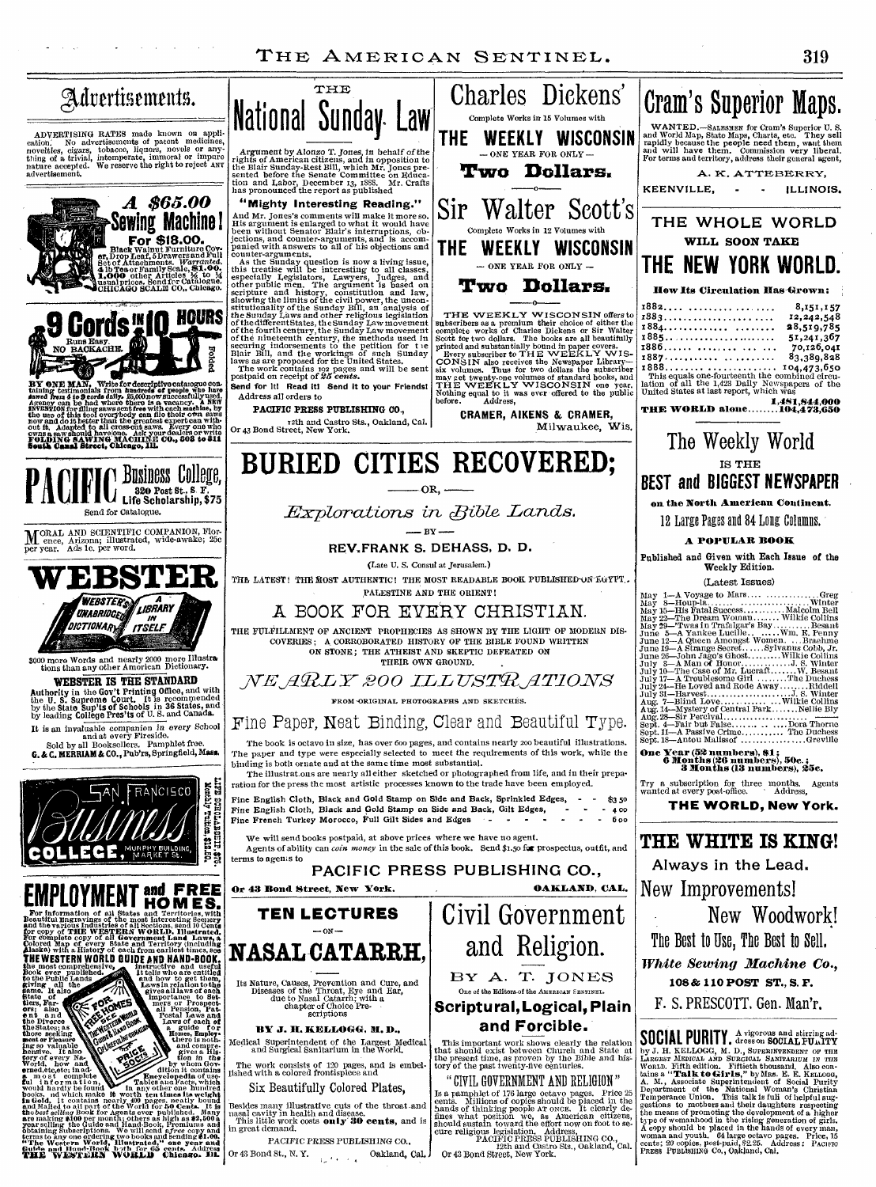# Advertisements.

ADVERTISING RATES made known on application. No advertisements of patent medicines, novelties, cigars, tobacco, liquors, novels or anything of a trivial, intemperate, immoral or impure nature accepted. We reserve the right to reject ANY advertisement.

## A $65.00 Sewing Machine!

**For $18.00.** Black Walnut Furniture Cover, Drop Leaf, 5 Drawers and Full Set of Attachments. *Warranted.* 4 lb Tea or Family Scale, **$1.00.** **1,000** other Articles ½ to ¼ usual prices. Send for Catalogue. CHICAGO SCALE CO., Chicago.

## 9 Cords IN 10 HOURS

Runs Easy. NO BACKACHE. Folded

BY ONE MAN. Write for descriptive catalogue containing testimonials from hundreds of people who have sawed from 5 to 9 cords daily. 25,000 now successfully used. Agency can be had where there is a vacancy. A NEW INVENTION for filing saws sent free with each machine, by the use of this tool everybody can file their own saws now and do it better than the greatest expert can without it. Adapted to all cross-cut saws. Every one who owns a saw should have one. Ask your dealers or write FOLDING SAWING MACHINE CO., 303 to 311 South Canal Street, Chicago, Ill.

## PACIFIC Business College,

320 Post St., S. F. Life Scholarship, $75

Send for Catalogue.

MORAL AND SCIENTIFIC COMPANION, Florence, Arizona; illustrated, wide-awake; 25c per year. Ads 1c. per word.

## WEBSTER

WEBSTER'S UNABRIDGED DICTIONARY — A LIBRARY IN ITSELF

3000 more Words and nearly 2000 more Illustrations than any other American Dictionary.

**WEBSTER IS THE STANDARD**

Authority in the Gov't Printing Office, and with the U. S. Supreme Court. It is recommended by the State Sup'ts of Schools in 36 States, and by leading College Pres'ts of U. S. and Canada.

It is an invaluable companion in every School and at every Fireside.

Sold by all Booksellers. Pamphlet free.
G. & C. MERRIAM & CO., Pub'rs, Springfield, Mass.

## San Francisco Business College

MURPHY BUILDING, MARKET ST. Life Scholarship, $75. Monthly Tuition, $10.00.

## EMPLOYMENT and FREE HOMES.

For information of all States and Territories, with Beautiful Engravings of the most interesting Scenery and the various Industries of all Sections, send 10 Cents for copy of **THE WESTERN WORLD. Illustrated.** For complete copy of all Government Land Laws, a Colored Map of every State and Territory (including Alaska) with a History of each from earliest times, get **THE WESTERN WORLD GUIDE AND HAND-BOOK,** the most comprehensive, instructive and useful Book ever published. It tells who are entitled to the Public Lands and how to get them, giving all the Laws in relation to the same. It also gives all laws of each State and Territory of importance to Settlers, Farmers, Prospectors; also all Pension, Patent and Postal Laws and the Divorce Laws of each of the States; as a guide for those seeking Homes, Employment or Pleasure there is nothing so valuable and comprehensive. It also gives a History of every Nation in the World, how and by whom Governed, etc., etc.; in addition it contains a most complete Encyclopedia of useful information, Tables and Facts, which would hardly be found in any other one hundred books, and which make it worth ten times its weight in Gold. It contains nearly 400 pages, neatly bound and mailed to all parts of the World for 50 Cents. It is the *best selling* Book for Agents ever published. Many are making $100 per month; others as high as $2,500 a year selling the Guide and Hand-Book, Premiums and obtaining Subscriptions. We will send *after* copy and terms to any one ordering two books and sending $1.00. "The Western World, Illustrated," one year and Guide and Hand-Book both for 65 cents. Address **THE WESTERN WORLD** Chicago. Ill.

---

## THE National Sunday Law

Argument by *Alonzo T. Jones*, in behalf of the rights of American citizens, and in opposition to the Blair Sunday-Rest Bill, which Mr. Jones presented before the Senate Committee on Education and Labor, December 13, 1888. Mr. Crafts has pronounced the report as published

### "Mighty Interesting Reading."

And Mr. Jones's comments will make it more so. His argument is enlarged to what it would have been without Senator Blair's interruptions, objections, and counter-arguments, and is accompanied with answers to all of his objections and counter-arguments.

As the Sunday question is now a living issue, this treatise will be interesting to all classes, especially Legislators, Lawyers, Judges, and other public men. The argument is based on scripture and history, constitution and law, showing the limits of the civil power, the unconstitutionality of the Sunday Bill, an analysis of the Sunday Laws and other religious legislation of the different States, the Sunday Law movement of the fourth century, the Sunday Law movement of the nineteenth century, the methods used in securing indorsements to the petition for the Blair Bill, and the workings of such Sunday laws as are proposed for the United States.

The work contains 192 pages and will be sent postpaid on receipt of **25 cents.**

**Send for it! Read it! Send it to your Friends!**

Address all orders to

PACIFIC PRESS PUBLISHING CO.,
12th and Castro Sts., Oakland, Cal.
Or 43 Bond Street, New York.

---

## Charles Dickens'

Complete Works in 15 Volumes with

### THE WEEKLY WISCONSIN

— ONE YEAR FOR ONLY —

**Two Dollars.**

## Sir Walter Scott's

Complete Works in 12 Volumes with

### THE WEEKLY WISCONSIN

— ONE YEAR FOR ONLY —

**Two Dollars.**

THE WEEKLY WISCONSIN offers to subscribers as a premium their choice of either the complete works of Charles Dickens or Sir Walter Scott for two dollars. The books are all beautifully printed and substantially bound in paper covers. Every subscriber to THE WEEKLY WISCONSIN also receives the Newspaper Library—six volumes. Thus for two dollars the subscriber may get twenty-one volumes of standard books, and THE WEEKLY WISCONSIN one year. Nothing equal to it was ever offered to the public before. Address,

CRAMER, AIKENS & CRAMER,
Milwaukee, Wis.

---

## BURIED CITIES RECOVERED;

— OR, —

*Explorations in Bible Lands.*

— BY —

REV. FRANK S. DEHASS, D. D.

(Late U. S. Consul at Jerusalem.)

THE LATEST! THE MOST AUTHENTIC! THE MOST READABLE BOOK PUBLISHED ON EGYPT, PALESTINE AND THE ORIENT!

### A BOOK FOR EVERY CHRISTIAN.

THE FULFILLMENT OF ANCIENT PROPHECIES AS SHOWN BY THE LIGHT OF MODERN DISCOVERIES; A CORROBORATED HISTORY OF THE BIBLE FOUND WRITTEN ON STONE; THE ATHEIST AND SKEPTIC DEFEATED ON THEIR OWN GROUND.

*NEARLY 200 ILLUSTRATIONS*

FROM ORIGINAL PHOTOGRAPHS AND SKETCHES.

### Fine Paper, Neat Binding, Clear and Beautiful Type.

The book is octavo in size, has over 600 pages, and contains nearly 200 beautiful illustrations. The paper and type were especially selected to meet the requirements of this work, while the binding is both ornate and at the same time most substantial.

The illustrations are nearly all either sketched or photographed from life, and in their preparation for the press the most artistic processes known to the trade have been employed.

| | |
|---|---|
| Fine English Cloth, Black and Gold Stamp on Side and Back, Sprinkled Edges, | $3 50 |
| Fine English Cloth, Black and Gold Stamp on Side and Back, Gilt Edges, | 4 00 |
| Fine French Turkey Morocco, Full Gilt Sides and Edges | 6 00 |

We will send books postpaid, at above prices where we have no agent.

Agents of ability can *coin money* in the sale of this book. Send $1.50 for prospectus, outfit, and terms to agents to

PACIFIC PRESS PUBLISHING CO.,
Or 43 Bond Street, New York. OAKLAND, CAL.

---

## TEN LECTURES

— ON —

## NASAL CATARRH,

Its Nature, Causes, Prevention and Cure, and Diseases of the Throat, Eye and Ear, due to Nasal Catarrh; with a chapter of Choice Prescriptions

BY J. H. KELLOGG, M. D.,

Medical Superintendent of the Largest Medical and Surgical Sanitarium in the World.

The work consists of 120 pages, and is embellished with a colored frontispiece and

### Six Beautifully Colored Plates,

Besides many illustrative cuts of the throat and nasal cavity in health and disease.

This little work costs **only 30 cents,** and is in great demand.

PACIFIC PRESS PUBLISHING CO.,
Or 43 Bond St., N. Y. Oakland, Cal.

---

## Civil Government and Religion.

BY A. T. JONES

One of the Editors of the AMERICAN SENTINEL.

### Scriptural, Logical, Plain and Forcible.

This important work shows clearly the relation that should exist between Church and State at the present time, as proven by the Bible and history of the past twenty-five centuries.

"CIVIL GOVERNMENT AND RELIGION" is a pamphlet of 176 large octavo pages. Price 25 cents. Millions of copies should be placed in the hands of thinking people AT ONCE. It clearly defines what position we, as American citizens, should sustain toward the effort now on foot to secure religious legislation. Address,

PACIFIC PRESS PUBLISHING CO.,
12th and Castro Sts., Oakland, Cal.
Or 43 Bond Street, New York.

---

## Cram's Superior Maps.

WANTED.—SALESMEN for Cram's Superior U. S. and World Map, State Maps, Charts, etc. They sell rapidly because the people need them, want them and will have them. Commission very liberal. For terms and territory, address their general agent,

A. K. ATTEBERRY,
KEENVILLE, ILLINOIS.

---

## THE WHOLE WORLD

WILL SOON TAKE

## THE NEW YORK WORLD.

**How Its Circulation Has Grown:**

| | |
|---|---|
| 1882 | 8,151,157 |
| 1883 | 12,242,548 |
| 1884 | 28,519,785 |
| 1885 | 51,241,367 |
| 1886 | 70,126,041 |
| 1887 | 83,389,828 |
| 1888 | 104,473,650 |

This equals one-fourteenth the combined circulation of all the 1,423 Daily Newspapers of the United States at last report, which was 1,481,844,000

THE WORLD alone........104,473,650

## The Weekly World

IS THE

## BEST and BIGGEST NEWSPAPER

on the North American Continent.

12 Large Pages and 84 Long Columns.

### A POPULAR BOOK

Published and Given with Each Issue of the Weekly Edition.

(Latest Issues)

| | | |
|---|---|---|
| May 1 | A Voyage to Mars | Greg |
| May 8 | Houp-la | Winter |
| May 15 | His Fatal Success | Malcolm Bell |
| May 22 | The Dream Woman | Wilkie Collins |
| May 29 | 'Twas in Trafalgar's Bay | Besant |
| June 5 | A Yankee Lucille | Wm. E. Penny |
| June 12 | A Queen Amongst Women | Braeme |
| June 19 | A Strange Secret | Sylvanus Cobb, Jr. |
| June 26 | John Jago's Ghost | Wilkie Collins |
| July 3 | A Man of Honor | J. S. Winter |
| July 10 | The Case of Mr. Lucraft | W. Besant |
| July 17 | A Troublesome Girl | The Duchess |
| July 24 | He Loved and Rode Away | Riddell |
| July 31 | Harvest | J. S. Winter |
| Aug. 7 | Blind Love | Wilkie Collins |
| Aug. 14 | Mystery of Central Park | Nellie Bly |
| Aug. 28 | Sir Percival | |
| Sept. 4 | Fair but False | Dora Thorne |
| Sept. 11 | A Passive Crime | The Duchess |
| Sept. 18 | Anton Malissof | Greville |

**One Year (52 numbers), $1; 6 Months (26 numbers), 50c.; 3 Months (13 numbers), 25c.**

Try a subscription for three months. Agents wanted at every post-office. Address,

**THE WORLD, New York.**

---

## THE WHITE IS KING!

Always in the Lead.

New Improvements! New Woodwork!

**The Best to Use, The Best to Sell.**

*White Sewing Machine Co.,*

**108 & 110 POST ST., S. F.**

F. S. PRESCOTT, Gen. Man'r.

---

## SOCIAL PURITY.

A vigorous and stirring address on SOCIAL PURITY by J. H. KELLOGG, M. D., SUPERINTENDENT OF THE LARGEST MEDICAL AND SURGICAL SANITARIUM IN THE WORLD. Fifth edition. Fiftieth thousand. Also contains a "**Talk to Girls,**" by Mrs. E. E. KELLOGG, A. M., Associate Superintendent of Social Purity Department of the National Woman's Christian Temperance Union. This talk is full of helpful suggestions to mothers and their daughters respecting the means of promoting the development of a higher type of womanhood in the rising generation of girls. A copy should be placed in the hands of every man, woman and youth. 64 large octavo pages. Price, 15 cents; 20 copies, post-paid, $2.25. Address: PACIFIC PRESS PUBLISHING CO., Oakland, Cal.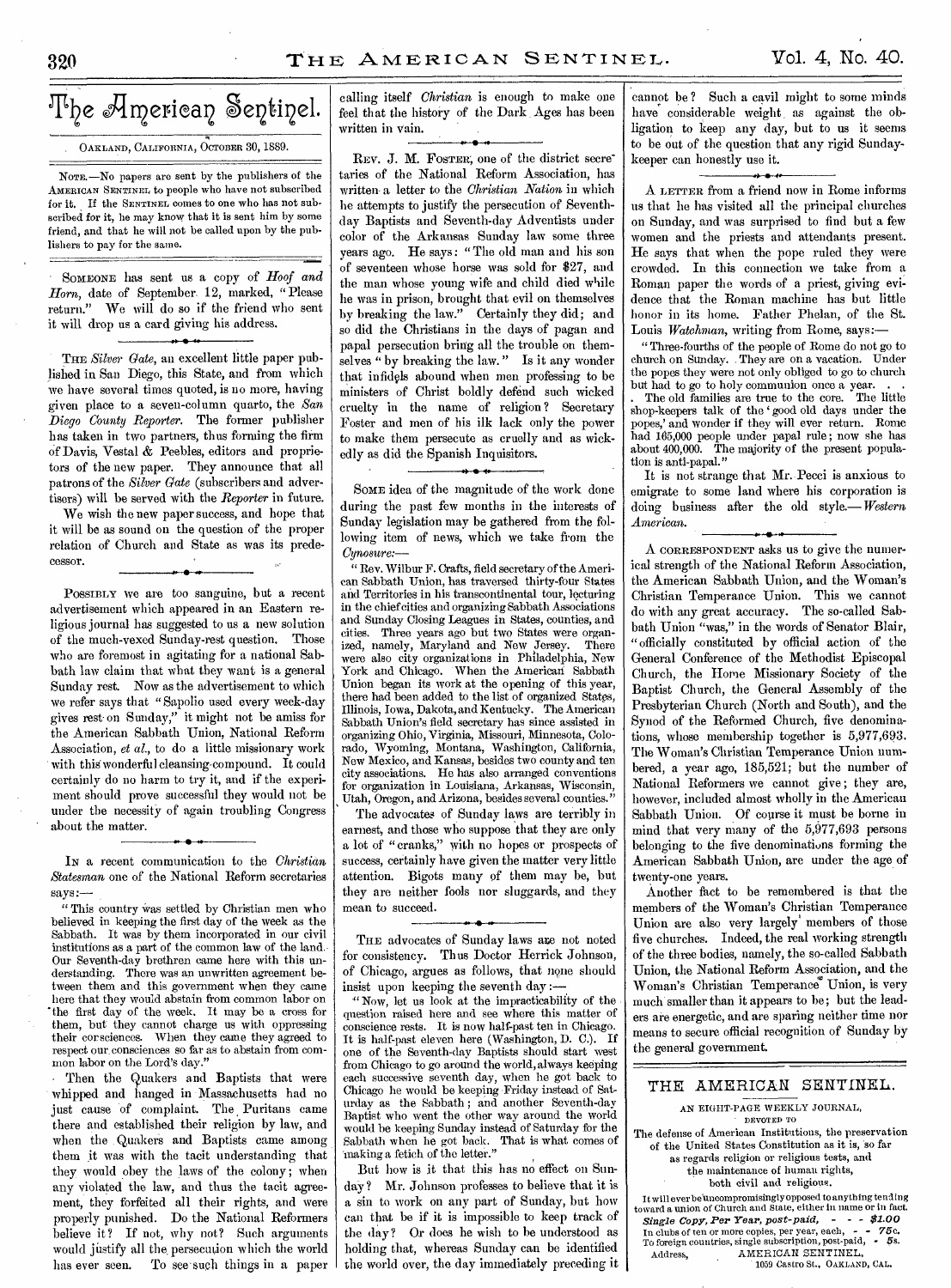# The American Sentinel.

OAKLAND, CALIFORNIA, OCTOBER 30, 1889.

NOTE.—No papers are sent by the publishers of the AMERICAN SENTINEL to people who have not subscribed for it. If the SENTINEL comes to one who has not subscribed for it, he may know that it is sent him by some friend, and that he will not be called upon by the publishers to pay for the same.

SOMEONE has sent us a copy of *Hoof and Horn*, date of September 12, marked, "Please return." We will do so if the friend who sent it will drop us a card giving his address.

THE *Silver Gate*, an excellent little paper published in San Diego, this State, and from which we have several times quoted, is no more, having given place to a seven-column quarto, the *San Diego County Reporter*. The former publisher has taken in two partners, thus forming the firm of Davis, Vestal & Peebles, editors and proprietors of the new paper. They announce that all patrons of the *Silver Gate* (subscribers and advertisers) will be served with the *Reporter* in future.

We wish the new paper success, and hope that it will be as sound on the question of the proper relation of Church and State as was its predecessor.

POSSIBLY we are too sanguine, but a recent advertisement which appeared in an Eastern religious journal has suggested to us a new solution of the much-vexed Sunday-rest question. Those who are foremost in agitating for a national Sabbath law claim that what they want is a general Sunday rest. Now as the advertisement to which we refer says that "Sapolio used every week-day gives rest on Sunday," it might not be amiss for the American Sabbath Union, National Reform Association, *et al.*, to do a little missionary work with this wonderful cleansing-compound. It could certainly do no harm to try it, and if the experiment should prove successful they would not be under the necessity of again troubling Congress about the matter.

IN a recent communication to the *Christian Statesman* one of the National Reform secretaries says:—

"This country was settled by Christian men who believed in keeping the first day of the week as the Sabbath. It was by them incorporated in our civil institutions as a part of the common law of the land. Our Seventh-day brethren came here with this understanding. There was an unwritten agreement between them and this government when they came here that they would abstain from common labor on the first day of the week. It may be a cross for them, but they cannot charge us with oppressing their consciences. When they came they agreed to respect our consciences so far as to abstain from common labor on the Lord's day."

Then the Quakers and Baptists that were whipped and hanged in Massachusetts had no just cause of complaint. The Puritans came there and established their religion by law, and when the Quakers and Baptists came among them it was with the tacit understanding that they would obey the laws of the colony; when any violated the law, and thus the tacit agreement, they forfeited all their rights, and were properly punished. Do the National Reformers believe it? If not, why not? Such arguments would justify all the persecution which the world has ever seen. To see such things in a paper calling itself *Christian* is enough to make one feel that the history of the Dark Ages has been written in vain.

REV. J. M. FOSTER, one of the district secretaries of the National Reform Association, has written a letter to the *Christian Nation* in which he attempts to justify the persecution of Seventh-day Baptists and Seventh-day Adventists under color of the Arkansas Sunday law some three years ago. He says: "The old man and his son of seventeen whose horse was sold for $27, and the man whose young wife and child died while he was in prison, brought that evil on themselves by breaking the law." Certainly they did; and so did the Christians in the days of pagan and papal persecution bring all the trouble on themselves "by breaking the law." Is it any wonder that infidels abound when men professing to be ministers of Christ boldly defend such wicked cruelty in the name of religion? Secretary Foster and men of his ilk lack only the power to make them persecute as cruelly and as wickedly as did the Spanish Inquisitors.

SOME idea of the magnitude of the work done during the past few months in the interests of Sunday legislation may be gathered from the following item of news, which we take from the *Cynosure*:—

"Rev. Wilbur F. Crafts, field secretary of the American Sabbath Union, has traversed thirty-four States and Territories in his transcontinental tour, lecturing in the chief cities and organizing Sabbath Associations and Sunday Closing Leagues in States, counties, and cities. Three years ago but two States were organized, namely, Maryland and New Jersey. There were also city organizations in Philadelphia, New York and Chicago. When the American Sabbath Union began its work at the opening of this year, there had been added to the list of organized States, Illinois, Iowa, Dakota, and Kentucky. The American Sabbath Union's field secretary has since assisted in organizing Ohio, Virginia, Missouri, Minnesota, Colorado, Wyoming, Montana, Washington, California, New Mexico, and Kansas, besides two county and ten city associations. He has also arranged conventions for organization in Louisiana, Arkansas, Wisconsin, Utah, Oregon, and Arizona, besides several counties."

The advocates of Sunday laws are terribly in earnest, and those who suppose that they are only a lot of "cranks," with no hopes or prospects of success, certainly have given the matter very little attention. Bigots many of them may be, but they are neither fools nor sluggards, and they mean to succeed.

THE advocates of Sunday laws are not noted for consistency. Thus Doctor Herrick Johnson, of Chicago, argues as follows, that none should insist upon keeping the seventh day:—

"Now, let us look at the impracticability of the question raised here and see where this matter of conscience rests. It is now half-past ten in Chicago. It is half-past eleven here (Washington, D. C.). If one of the Seventh-day Baptists should start west from Chicago to go around the world, always keeping each successive seventh day, when he got back to Chicago he would be keeping Friday instead of Saturday as the Sabbath; and another Seventh-day Baptist who went the other way around the world would be keeping Sunday instead of Saturday for the Sabbath when he got back. That is what comes of making a fetich of the letter."

But how is it that this has no effect on Sunday? Mr. Johnson professes to believe that it is a sin to work on any part of Sunday, but how can that be if it is impossible to keep track of the day? Or does he wish to be understood as holding that, whereas Sunday can be identified the world over, the day immediately preceding it cannot be? Such a cavil might to some minds have considerable weight as against the obligation to keep any day, but to us it seems to be out of the question that any rigid Sunday-keeper can honestly use it.

A LETTER from a friend now in Rome informs us that he has visited all the principal churches on Sunday, and was surprised to find but a few women and the priests and attendants present. He says that when the pope ruled they were crowded. In this connection we take from a Roman paper the words of a priest, giving evidence that the Roman machine has but little honor in its home. Father Phelan, of the St. Louis *Watchman*, writing from Rome, says:—

"Three-fourths of the people of Rome do not go to church on Sunday. They are on a vacation. Under the popes they were not only obliged to go to church but had to go to holy communion once a year. . . . The old families are true to the core. The little shop-keepers talk of the 'good old days under the popes,' and wonder if they will ever return. Rome had 165,000 people under papal rule; now she has about 400,000. The majority of the present population is anti-papal."

It is not strange that Mr. Pecci is anxious to emigrate to some land where his corporation is doing business after the old style.—*Western American.*

A CORRESPONDENT asks us to give the numerical strength of the National Reform Association, the American Sabbath Union, and the Woman's Christian Temperance Union. This we cannot do with any great accuracy. The so-called Sabbath Union "was," in the words of Senator Blair, "officially constituted by official action of the General Conference of the Methodist Episcopal Church, the Home Missionary Society of the Baptist Church, the General Assembly of the Presbyterian Church (North and South), and the Synod of the Reformed Church, five denominations, whose membership together is 5,977,693. The Woman's Christian Temperance Union numbered, a year ago, 185,521; but the number of National Reformers we cannot give; they are, however, included almost wholly in the American Sabbath Union. Of course it must be borne in mind that very many of the 5,977,693 persons belonging to the five denominations forming the American Sabbath Union, are under the age of twenty-one years.

Another fact to be remembered is that the members of the Woman's Christian Temperance Union are also very largely members of those five churches. Indeed, the real working strength of the three bodies, namely, the so-called Sabbath Union, the National Reform Association, and the Woman's Christian Temperance Union, is very much smaller than it appears to be; but the leaders are energetic, and are sparing neither time nor means to secure official recognition of Sunday by the general government.

## THE AMERICAN SENTINEL.

AN EIGHT-PAGE WEEKLY JOURNAL,
DEVOTED TO

The defense of American Institutions, the preservation of the United States Constitution as it is, so far as regards religion or religious tests, and the maintenance of human rights, both civil and religious.

It will ever be uncompromisingly opposed to anything tending toward a union of Church and State, either in name or in fact.

*Single Copy, Per Year, post-paid, - - - $1.00*
In clubs of ten or more copies, per year, each, - - *75c.*
To foreign countries, single subscription, post-paid, - *5s.*

Address, AMERICAN SENTINEL,
1059 Castro St., OAKLAND, CAL.